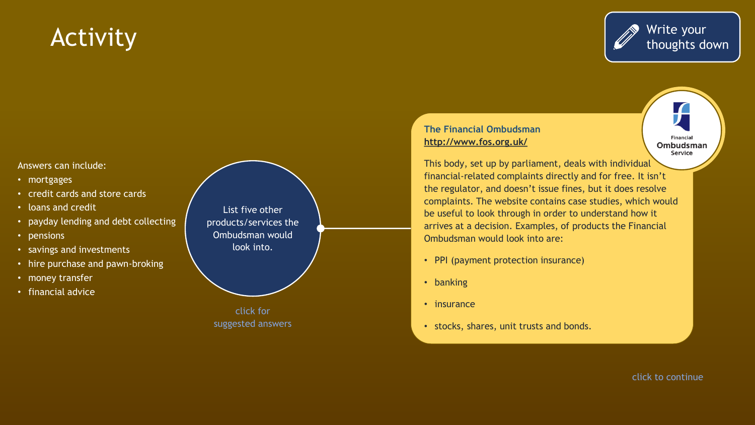# Activity

Write your thoughts down

List five other products/services the Ombudsman would look into.

click for suggested answers

Answers can include:

- mortgages
- credit cards and store cards
- loans and credit
- payday lending and debt collecting
- pensions
- savings and investments
- hire purchase and pawn-broking
- money transfer
- financial advice

**The Financial Ombudsman**
**http://www.fos.org.uk/**

Financial Ombudsman Service

This body, set up by parliament, deals with individual financial-related complaints directly and for free. It isn't the regulator, and doesn't issue fines, but it does resolve complaints. The website contains case studies, which would be useful to look through in order to understand how it arrives at a decision. Examples, of products the Financial Ombudsman would look into are:

- PPI (payment protection insurance)
- banking
- insurance
- stocks, shares, unit trusts and bonds.

click to continue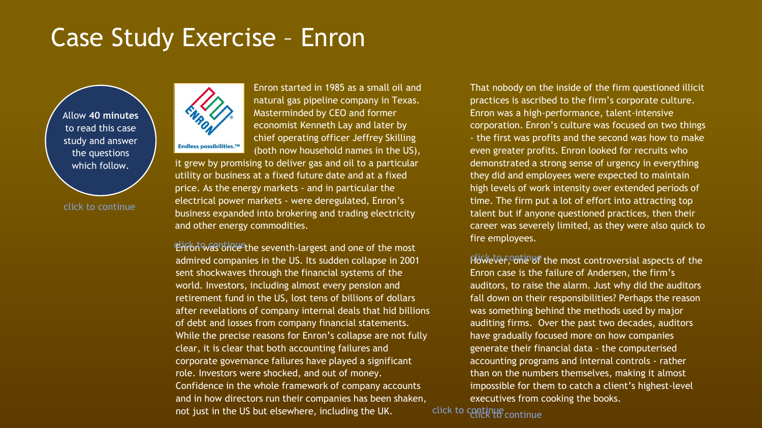# Case Study Exercise – Enron

Allow **40 minutes** to read this case study and answer the questions which follow.

click to continue

Enron started in 1985 as a small oil and natural gas pipeline company in Texas. Masterminded by CEO and former economist Kenneth Lay and later by chief operating officer Jeffrey Skilling (both now household names in the US), it grew by promising to deliver gas and oil to a particular utility or business at a fixed future date and at a fixed price. As the energy markets - and in particular the electrical power markets - were deregulated, Enron's business expanded into brokering and trading electricity and other energy commodities.

click to continue

Enron was once the seventh-largest and one of the most admired companies in the US. Its sudden collapse in 2001 sent shockwaves through the financial systems of the world. Investors, including almost every pension and retirement fund in the US, lost tens of billions of dollars after revelations of company internal deals that hid billions of debt and losses from company financial statements. While the precise reasons for Enron's collapse are not fully clear, it is clear that both accounting failures and corporate governance failures have played a significant role. Investors were shocked, and out of money. Confidence in the whole framework of company accounts and in how directors run their companies has been shaken, not just in the US but elsewhere, including the UK.

click to continue

That nobody on the inside of the firm questioned illicit practices is ascribed to the firm's corporate culture. Enron was a high-performance, talent-intensive corporation. Enron's culture was focused on two things - the first was profits and the second was how to make even greater profits. Enron looked for recruits who demonstrated a strong sense of urgency in everything they did and employees were expected to maintain high levels of work intensity over extended periods of time. The firm put a lot of effort into attracting top talent but if anyone questioned practices, then their career was severely limited, as they were also quick to fire employees.

click to continue

However, one of the most controversial aspects of the Enron case is the failure of Andersen, the firm's auditors, to raise the alarm. Just why did the auditors fall down on their responsibilities? Perhaps the reason was something behind the methods used by major auditing firms. Over the past two decades, auditors have gradually focused more on how companies generate their financial data - the computerised accounting programs and internal controls - rather than on the numbers themselves, making it almost impossible for them to catch a client's highest-level executives from cooking the books.

click to continue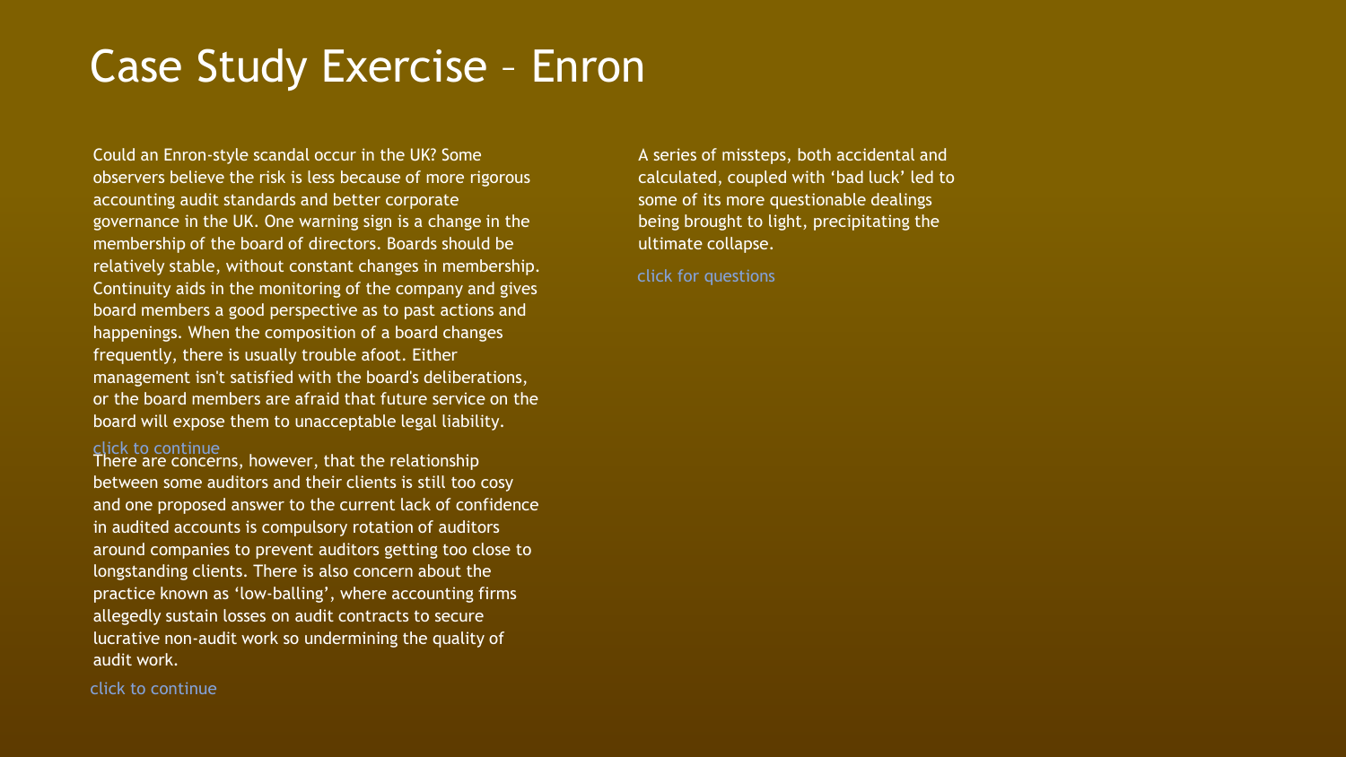# Case Study Exercise – Enron

Could an Enron-style scandal occur in the UK? Some observers believe the risk is less because of more rigorous accounting audit standards and better corporate governance in the UK. One warning sign is a change in the membership of the board of directors. Boards should be relatively stable, without constant changes in membership. Continuity aids in the monitoring of the company and gives board members a good perspective as to past actions and happenings. When the composition of a board changes frequently, there is usually trouble afoot. Either management isn't satisfied with the board's deliberations, or the board members are afraid that future service on the board will expose them to unacceptable legal liability.

click to continue

There are concerns, however, that the relationship between some auditors and their clients is still too cosy and one proposed answer to the current lack of confidence in audited accounts is compulsory rotation of auditors around companies to prevent auditors getting too close to longstanding clients. There is also concern about the practice known as 'low-balling', where accounting firms allegedly sustain losses on audit contracts to secure lucrative non-audit work so undermining the quality of audit work.

click to continue

A series of missteps, both accidental and calculated, coupled with 'bad luck' led to some of its more questionable dealings being brought to light, precipitating the ultimate collapse.

click for questions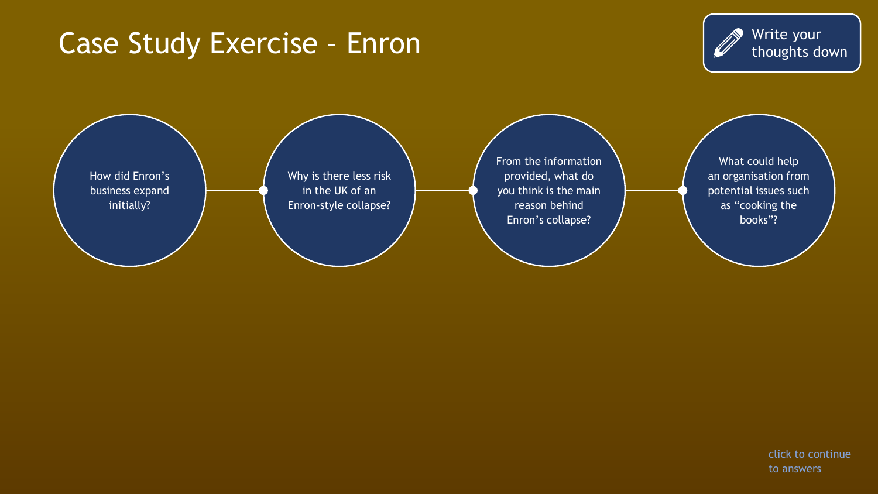# Case Study Exercise – Enron

Write your thoughts down

- How did Enron's business expand initially?
- Why is there less risk in the UK of an Enron-style collapse?
- From the information provided, what do you think is the main reason behind Enron's collapse?
- What could help an organisation from potential issues such as "cooking the books"?

click to continue to answers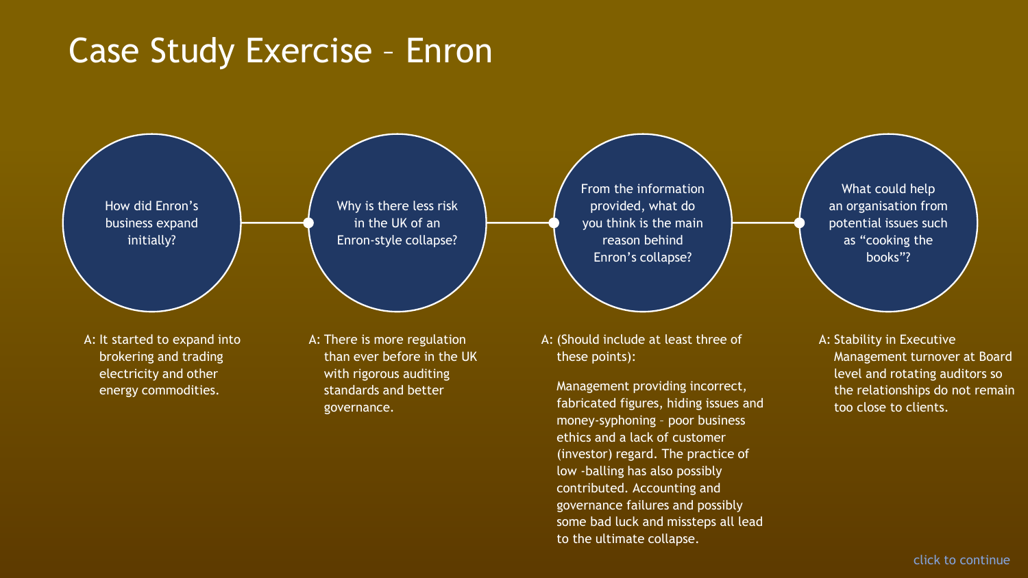# Case Study Exercise – Enron

**How did Enron's business expand initially?**

A: It started to expand into brokering and trading electricity and other energy commodities.

**Why is there less risk in the UK of an Enron-style collapse?**

A: There is more regulation than ever before in the UK with rigorous auditing standards and better governance.

**From the information provided, what do you think is the main reason behind Enron's collapse?**

A: (Should include at least three of these points):

Management providing incorrect, fabricated figures, hiding issues and money-syphoning – poor business ethics and a lack of customer (investor) regard. The practice of low -balling has also possibly contributed. Accounting and governance failures and possibly some bad luck and missteps all lead to the ultimate collapse.

**What could help an organisation from potential issues such as "cooking the books"?**

A: Stability in Executive Management turnover at Board level and rotating auditors so the relationships do not remain too close to clients.

click to continue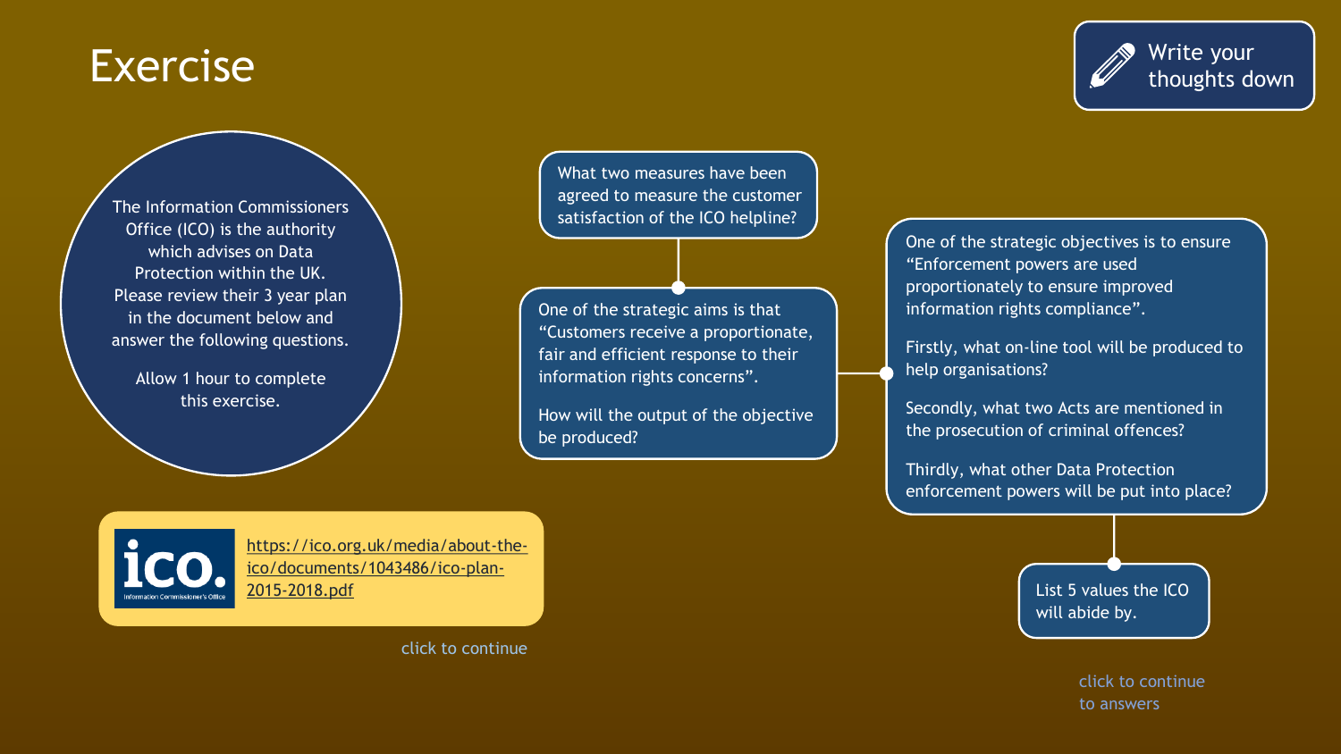# Exercise

Write your thoughts down

The Information Commissioners Office (ICO) is the authority which advises on Data Protection within the UK. Please review their 3 year plan in the document below and answer the following questions.

Allow 1 hour to complete this exercise.

ico. Information Commissioner's Office

https://ico.org.uk/media/about-the-ico/documents/1043486/ico-plan-2015-2018.pdf

click to continue

What two measures have been agreed to measure the customer satisfaction of the ICO helpline?

One of the strategic aims is that "Customers receive a proportionate, fair and efficient response to their information rights concerns".

How will the output of the objective be produced?

One of the strategic objectives is to ensure "Enforcement powers are used proportionately to ensure improved information rights compliance".

Firstly, what on-line tool will be produced to help organisations?

Secondly, what two Acts are mentioned in the prosecution of criminal offences?

Thirdly, what other Data Protection enforcement powers will be put into place?

List 5 values the ICO will abide by.

click to continue to answers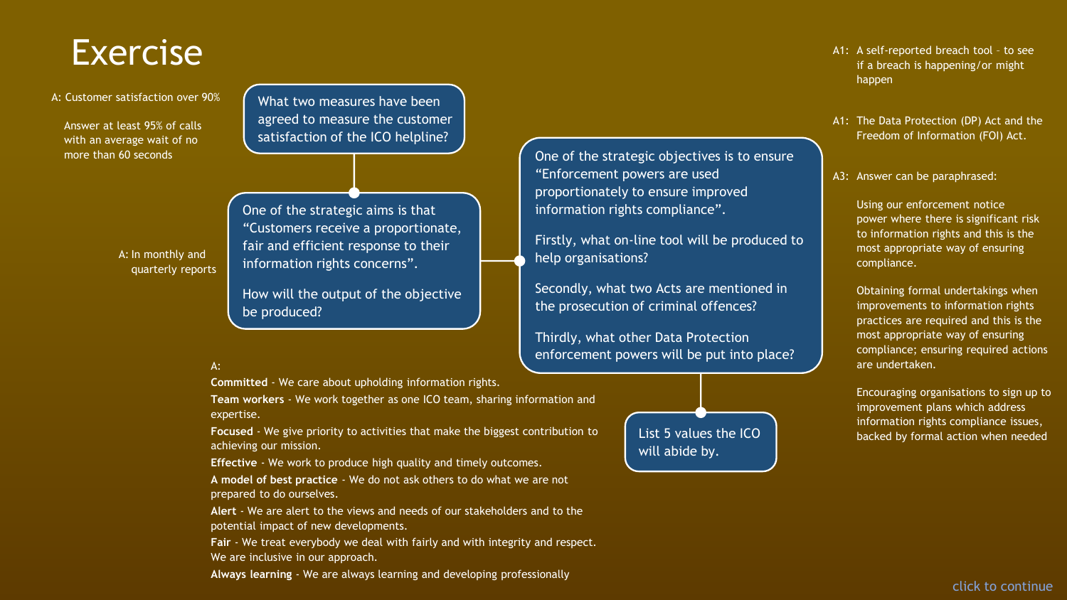# Exercise

What two measures have been agreed to measure the customer satisfaction of the ICO helpline?

A: Customer satisfaction over 90%

Answer at least 95% of calls with an average wait of no more than 60 seconds

One of the strategic aims is that "Customers receive a proportionate, fair and efficient response to their information rights concerns".

How will the output of the objective be produced?

A: In monthly and quarterly reports

One of the strategic objectives is to ensure "Enforcement powers are used proportionately to ensure improved information rights compliance".

Firstly, what on-line tool will be produced to help organisations?

Secondly, what two Acts are mentioned in the prosecution of criminal offences?

Thirdly, what other Data Protection enforcement powers will be put into place?

A1: A self-reported breach tool – to see if a breach is happening/or might happen

A1: The Data Protection (DP) Act and the Freedom of Information (FOI) Act.

A3: Answer can be paraphrased:

Using our enforcement notice power where there is significant risk to information rights and this is the most appropriate way of ensuring compliance.

Obtaining formal undertakings when improvements to information rights practices are required and this is the most appropriate way of ensuring compliance; ensuring required actions are undertaken.

Encouraging organisations to sign up to improvement plans which address information rights compliance issues, backed by formal action when needed

List 5 values the ICO will abide by.

A:

**Committed** - We care about upholding information rights.

**Team workers** - We work together as one ICO team, sharing information and expertise.

**Focused** - We give priority to activities that make the biggest contribution to achieving our mission.

**Effective** - We work to produce high quality and timely outcomes.

**A model of best practice** - We do not ask others to do what we are not prepared to do ourselves.

**Alert** - We are alert to the views and needs of our stakeholders and to the potential impact of new developments.

**Fair** - We treat everybody we deal with fairly and with integrity and respect. We are inclusive in our approach.

**Always learning** - We are always learning and developing professionally

click to continue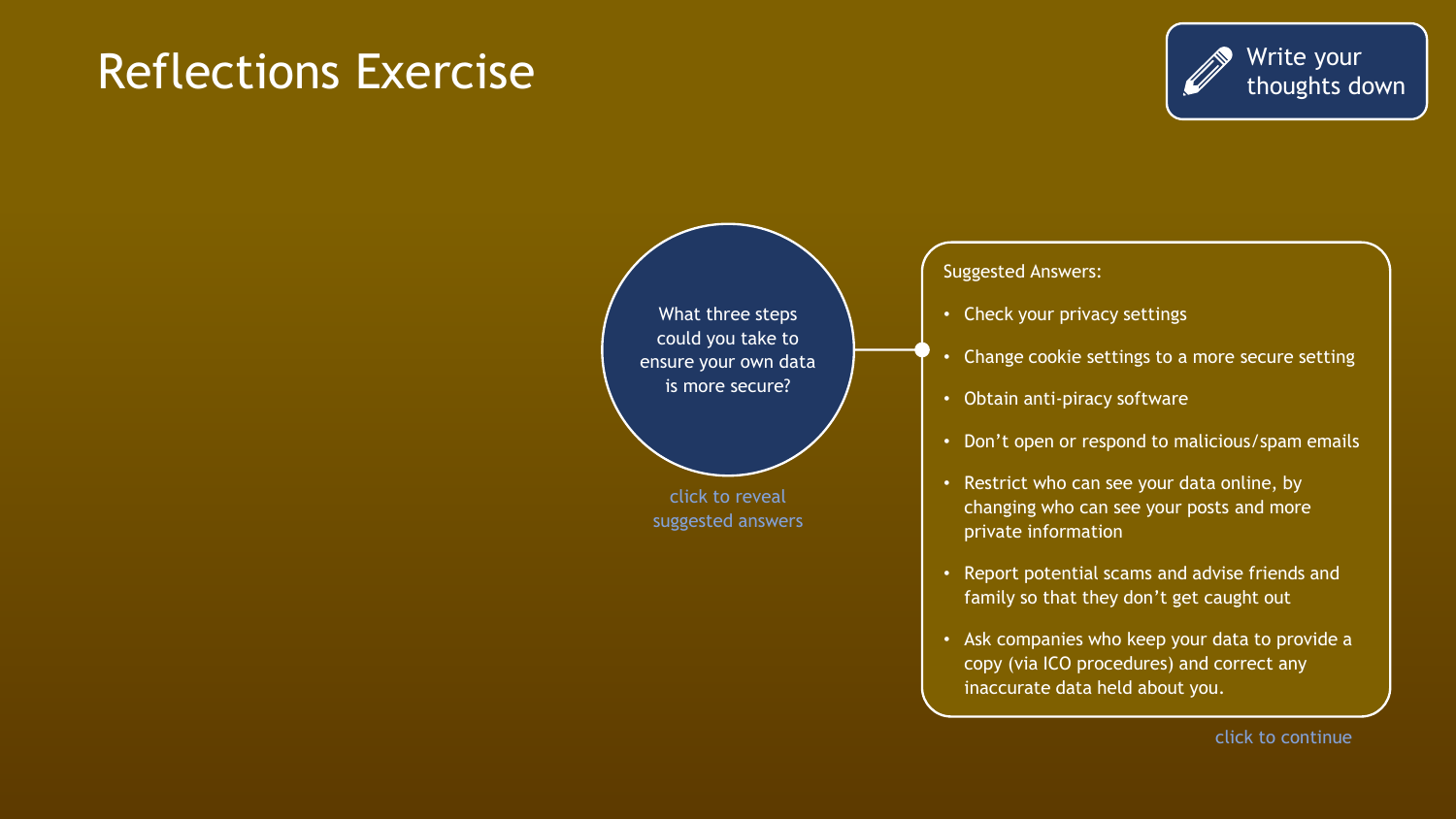# Reflections Exercise

Write your thoughts down

What three steps could you take to ensure your own data is more secure?

click to reveal suggested answers

Suggested Answers:

- Check your privacy settings
- Change cookie settings to a more secure setting
- Obtain anti-piracy software
- Don't open or respond to malicious/spam emails
- Restrict who can see your data online, by changing who can see your posts and more private information
- Report potential scams and advise friends and family so that they don't get caught out
- Ask companies who keep your data to provide a copy (via ICO procedures) and correct any inaccurate data held about you.

click to continue